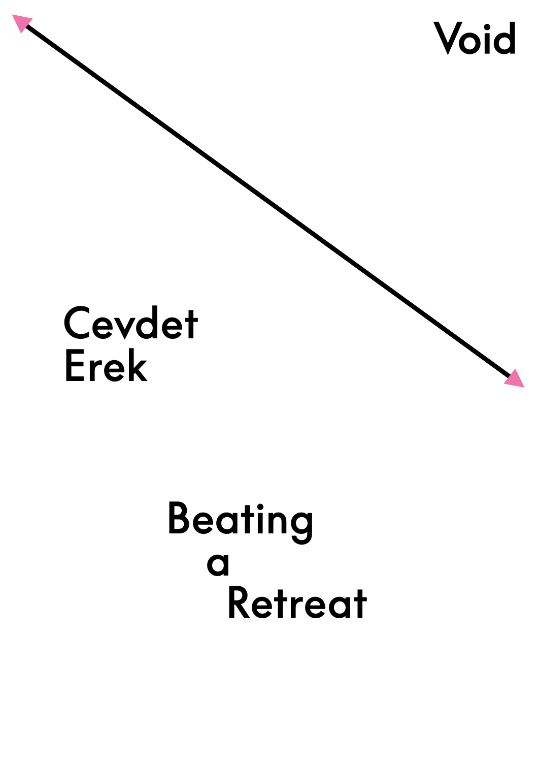Void

# Cevdet Erek

# Beating a Retreat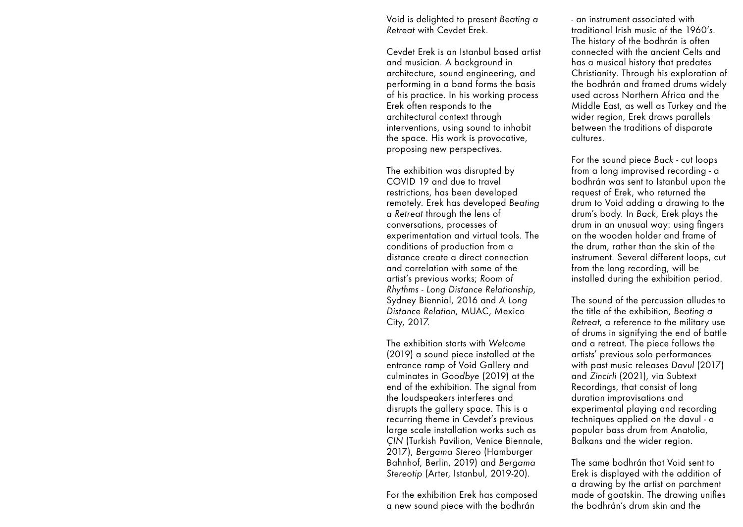Void is delighted to present *Beating a Retreat* with Cevdet Erek.

Cevdet Erek is an Istanbul based artist and musician. A background in architecture, sound engineering, and performing in a band forms the basis of his practice. In his working process Erek often responds to the architectural context through interventions, using sound to inhabit the space. His work is provocative, proposing new perspectives.

The exhibition was disrupted by COVID 19 and due to travel restrictions, has been developed remotely. Erek has developed *Beating a Retreat* through the lens of conversations, processes of experimentation and virtual tools. The conditions of production from a distance create a direct connection and correlation with some of the artist's previous works; *Room of Rhythms - Long Distance Relationship*, Sydney Biennial, 2016 and *A Long Distance Relation*, MUAC, Mexico City, 2017.

The exhibition starts with *Welcome* (2019) a sound piece installed at the entrance ramp of Void Gallery and culminates in *Goodbye* (2019) at the end of the exhibition. The signal from the loudspeakers interferes and disrupts the gallery space. This is a recurring theme in Cevdet's previous large scale installation works such as *ÇIN* (Turkish Pavilion, Venice Biennale, 2017), *Bergama Stereo* (Hamburger Bahnhof, Berlin, 2019) and *Bergama Stereotip* (Arter, Istanbul, 2019-20).

For the exhibition Erek has composed a new sound piece with the bodhrán - an instrument associated with traditional Irish music of the 1960's. The history of the bodhrán is often connected with the ancient Celts and has a musical history that predates Christianity. Through his exploration of the bodhrán and framed drums widely used across Northern Africa and the Middle East, as well as Turkey and the wider region, Erek draws parallels between the traditions of disparate cultures.

For the sound piece *Back* - cut loops from a long improvised recording - a bodhrán was sent to Istanbul upon the request of Erek, who returned the drum to Void adding a drawing to the drum's body. In *Back*, Erek plays the drum in an unusual way: using fingers on the wooden holder and frame of the drum, rather than the skin of the instrument. Several different loops, cut from the long recording, will be installed during the exhibition period.

The sound of the percussion alludes to the title of the exhibition, *Beating a Retreat*, a reference to the military use of drums in signifying the end of battle and a retreat. The piece follows the artists' previous solo performances with past music releases *Davul* (2017) and *Zincirli* (2021), via Subtext Recordings, that consist of long duration improvisations and experimental playing and recording techniques applied on the davul - a popular bass drum from Anatolia, Balkans and the wider region.

The same bodhrán that Void sent to Erek is displayed with the addition of a drawing by the artist on parchment made of goatskin. The drawing unifies the bodhrán's drum skin and the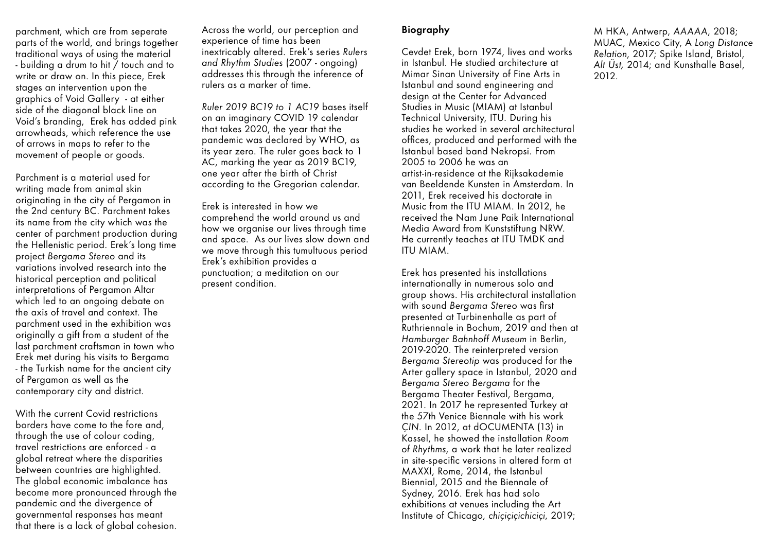parchment, which are from seperate parts of the world, and brings together traditional ways of using the material - building a drum to hit / touch and to write or draw on. In this piece, Erek stages an intervention upon the graphics of Void Gallery - at either side of the diagonal black line on Void's branding, Erek has added pink arrowheads, which reference the use of arrows in maps to refer to the movement of people or goods.

Parchment is a material used for writing made from animal skin originating in the city of Pergamon in the 2nd century BC. Parchment takes its name from the city which was the center of parchment production during the Hellenistic period. Erek's long time project *Bergama Stereo* and its variations involved research into the historical perception and political interpretations of Pergamon Altar which led to an ongoing debate on the axis of travel and context. The parchment used in the exhibition was originally a gift from a student of the last parchment craftsman in town who Erek met during his visits to Bergama - the Turkish name for the ancient city of Pergamon as well as the contemporary city and district.

With the current Covid restrictions borders have come to the fore and, through the use of colour coding, travel restrictions are enforced - a global retreat where the disparities between countries are highlighted. The global economic imbalance has become more pronounced through the pandemic and the divergence of governmental responses has meant that there is a lack of global cohesion.

Across the world, our perception and experience of time has been inextricably altered. Erek's series *Rulers and Rhythm Studies* (2007 - ongoing) addresses this through the inference of rulers as a marker of time.

*Ruler 2019 BC19 to 1 AC19* bases itself on an imaginary COVID 19 calendar that takes 2020, the year that the pandemic was declared by WHO, as its year zero. The ruler goes back to 1 AC, marking the year as 2019 BC19, one year after the birth of Christ according to the Gregorian calendar.

Erek is interested in how we comprehend the world around us and how we organise our lives through time and space. As our lives slow down and we move through this tumultuous period Erek's exhibition provides a punctuation; a meditation on our present condition.

**Biography**

Cevdet Erek, born 1974, lives and works in Istanbul. He studied architecture at Mimar Sinan University of Fine Arts in Istanbul and sound engineering and design at the Center for Advanced Studies in Music (MIAM) at Istanbul Technical University, ITU. During his studies he worked in several architectural offices, produced and performed with the Istanbul based band Nekropsi. From 2005 to 2006 he was an artist-in-residence at the Rijksakademie van Beeldende Kunsten in Amsterdam. In 2011, Erek received his doctorate in Music from the ITU MIAM. In 2012, he received the Nam June Paik International Media Award from Kunststiftung NRW. He currently teaches at ITU TMDK and ITU MIAM.

Erek has presented his installations internationally in numerous solo and group shows. His architectural installation with sound *Bergama Stereo* was first presented at Turbinenhalle as part of Ruthriennale in Bochum, 2019 and then at *Hamburger Bahnhoff Museum* in Berlin, 2019-2020. The reinterpreted version *Bergama Stereotip* was produced for the Arter gallery space in Istanbul, 2020 and *Bergama Stereo Bergama* for the Bergama Theater Festival, Bergama, 2021. In 2017 he represented Turkey at the 57th Venice Biennale with his work *ÇIN*. In 2012, at dOCUMENTA (13) in Kassel, he showed the installation *Room of Rhythms*, a work that he later realized in site-specific versions in altered form at MAXXI, Rome, 2014, the Istanbul Biennial, 2015 and the Biennale of Sydney, 2016. Erek has had solo exhibitions at venues including the Art Institute of Chicago, *chiçiçiçichiciçi*, 2019; M HKA, Antwerp, *AAAAA*, 2018; MUAC, Mexico City, A *Long Distance Relation*, 2017; Spike Island, Bristol, *Alt Üst,* 2014; and Kunsthalle Basel, 2012.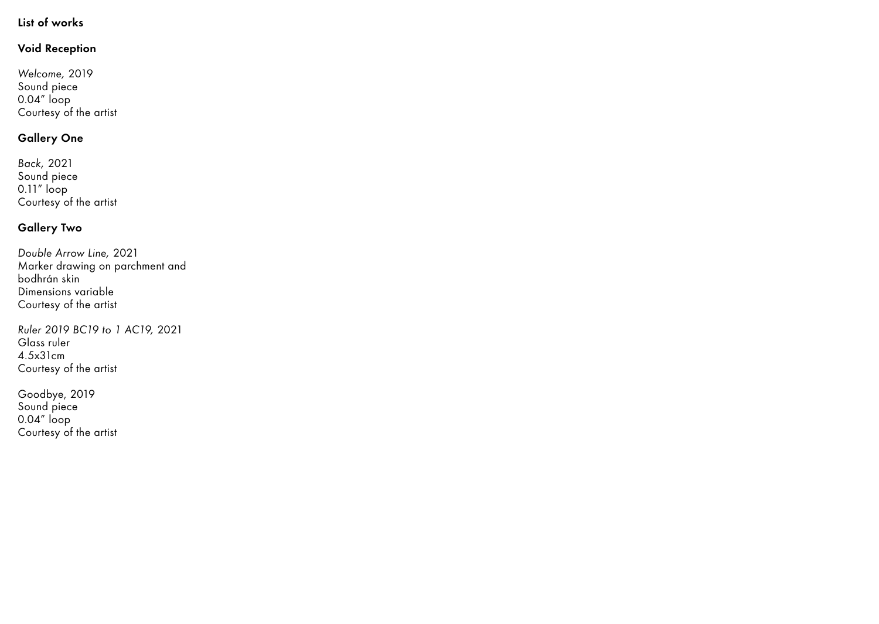**List of works**

**Void Reception**

*Welcome,* 2019
Sound piece
0.04" loop
Courtesy of the artist

**Gallery One**

*Back,* 2021
Sound piece
0.11" loop
Courtesy of the artist

**Gallery Two**

*Double Arrow Line,* 2021
Marker drawing on parchment and bodhrán skin
Dimensions variable
Courtesy of the artist

*Ruler 2019 BC19 to 1 AC19,* 2021
Glass ruler
4.5x31cm
Courtesy of the artist

Goodbye, 2019
Sound piece
0.04" loop
Courtesy of the artist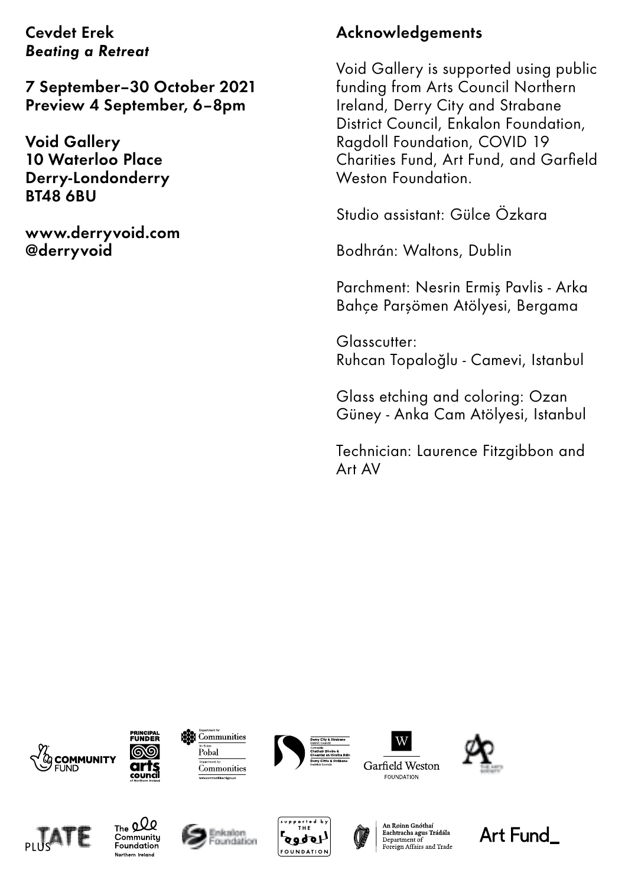**Cevdet Erek**
***Beating a Retreat***

**7 September–30 October 2021**
**Preview 4 September, 6–8pm**

**Void Gallery**
**10 Waterloo Place**
**Derry-Londonderry**
**BT48 6BU**

**www.derryvoid.com**
**@derryvoid**

## Acknowledgements

Void Gallery is supported using public funding from Arts Council Northern Ireland, Derry City and Strabane District Council, Enkalon Foundation, Ragdoll Foundation, COVID 19 Charities Fund, Art Fund, and Garfield Weston Foundation.

Studio assistant: Gülce Özkara

Bodhrán: Waltons, Dublin

Parchment: Nesrin Ermiș Pavlis - Arka Bahçe Parșömen Atölyesi, Bergama

Glasscutter:
Ruhcan Topaloğlu - Camevi, Istanbul

Glass etching and coloring: Ozan Güney - Anka Cam Atölyesi, Istanbul

Technician: Laurence Fitzgibbon and Art AV